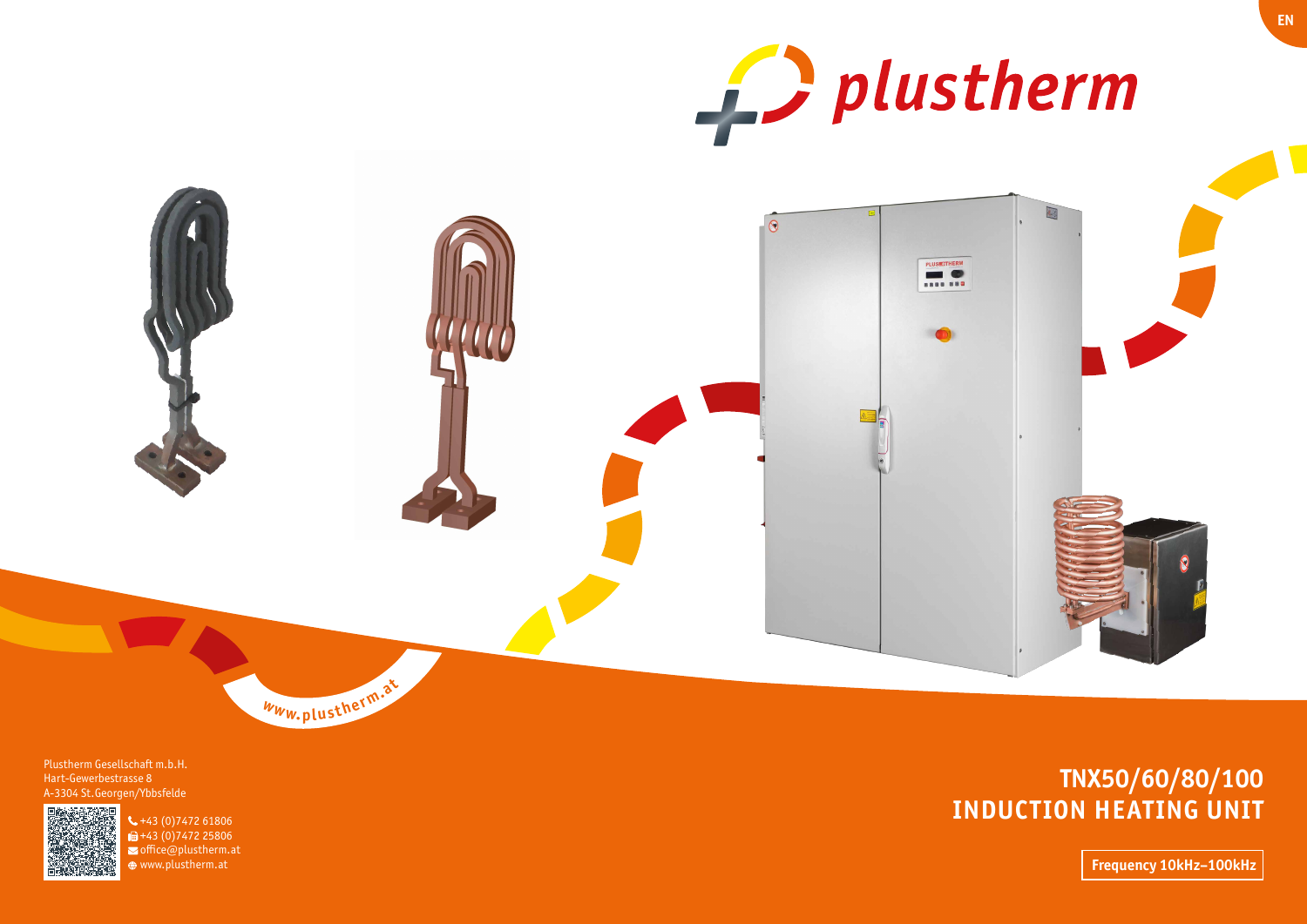plustherm

www.plustherm.at

Plustherm Gesellschaft m.b.H.
Hart-Gewerbestrasse 8
A-3304 St.Georgen/Ybbsfelde

+43 (0)7472 61806
+43 (0)7472 25806
office@plustherm.at
www.plustherm.at

# TNX50/60/80/100
# INDUCTION HEATING UNIT

**Frequency 10kHz–100kHz**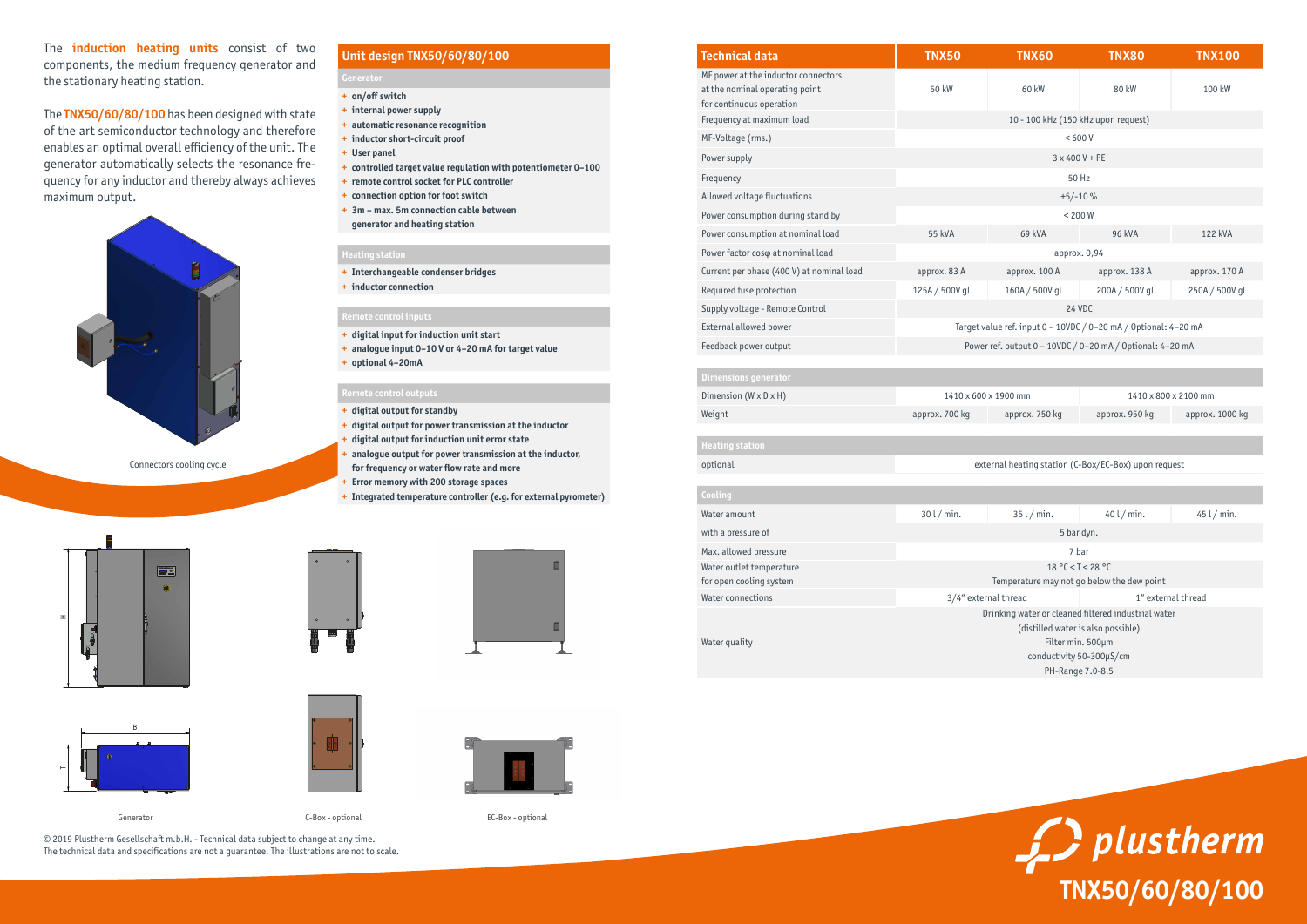The **induction heating units** consist of two components, the medium frequency generator and the stationary heating station.

The **TNX50/60/80/100** has been designed with state of the art semiconductor technology and therefore enables an optimal overall efficiency of the unit. The generator automatically selects the resonance frequency for any inductor and thereby always achieves maximum output.

Connectors cooling cycle

## Unit design TNX50/60/80/100

### Generator

- on/off switch
- internal power supply
- automatic resonance recognition
- inductor short-circuit proof
- User panel
- controlled target value regulation with potentiometer 0–100
- remote control socket for PLC controller
- connection option for foot switch
- 3m – max. 5m connection cable between generator and heating station

### Heating station

- Interchangeable condenser bridges
- inductor connection

### Remote control inputs

- digital input for induction unit start
- analogue input 0–10 V or 4–20 mA for target value
- optional 4–20mA

### Remote control outputs

- digital output for standby
- digital output for power transmission at the inductor
- digital output for induction unit error state
- analogue output for power transmission at the inductor, for frequency or water flow rate and more
- Error memory with 200 storage spaces
- Integrated temperature controller (e.g. for external pyrometer)

H

B

T

Generator

C-Box - optional

EC-Box - optional

| Technical data | TNX50 | TNX60 | TNX80 | TNX100 |
|---|---|---|---|---|
| MF power at the inductor connectors at the nominal operating point for continuous operation | 50 kW | 60 kW | 80 kW | 100 kW |
| Frequency at maximum load | 10 - 100 kHz (150 kHz upon request) | | | |
| MF-Voltage (rms.) | < 600 V | | | |
| Power supply | 3 x 400 V + PE | | | |
| Frequency | 50 Hz | | | |
| Allowed voltage fluctuations | +5/-10 % | | | |
| Power consumption during stand by | < 200 W | | | |
| Power consumption at nominal load | 55 kVA | 69 kVA | 96 kVA | 122 kVA |
| Power factor cosφ at nominal load | approx. 0,94 | | | |
| Current per phase (400 V) at nominal load | approx. 83 A | approx. 100 A | approx. 138 A | approx. 170 A |
| Required fuse protection | 125A / 500V gl | 160A / 500V gl | 200A / 500V gl | 250A / 500V gl |
| Supply voltage - Remote Control | 24 VDC | | | |
| External allowed power | Target value ref. input 0 – 10VDC / 0–20 mA / Optional: 4–20 mA | | | |
| Feedback power output | Power ref. output 0 – 10VDC / 0–20 mA / Optional: 4–20 mA | | | |
| **Dimensions generator** | | | | |
| Dimension (W x D x H) | 1410 x 600 x 1900 mm | | 1410 x 800 x 2100 mm | |
| Weight | approx. 700 kg | approx. 750 kg | approx. 950 kg | approx. 1000 kg |
| **Heating station** | | | | |
| optional | external heating station (C-Box/EC-Box) upon request | | | |
| **Cooling** | | | | |
| Water amount | 30 l / min. | 35 l / min. | 40 l / min. | 45 l / min. |
| with a pressure of | 5 bar dyn. | | | |
| Max. allowed pressure | 7 bar | | | |
| Water outlet temperature for open cooling system | 18 °C < T < 28 °C Temperature may not go below the dew point | | | |
| Water connections | 3/4" external thread | | 1" external thread | |
| Water quality | Drinking water or cleaned filtered industrial water (distilled water is also possible) Filter min. 500µm conductivity 50-300µS/cm PH-Range 7.0-8.5 | | | |

© 2019 Plustherm Gesellschaft m.b.H. - Technical data subject to change at any time.
The technical data and specifications are not a guarantee. The illustrations are not to scale.

plustherm

**TNX50/60/80/100**